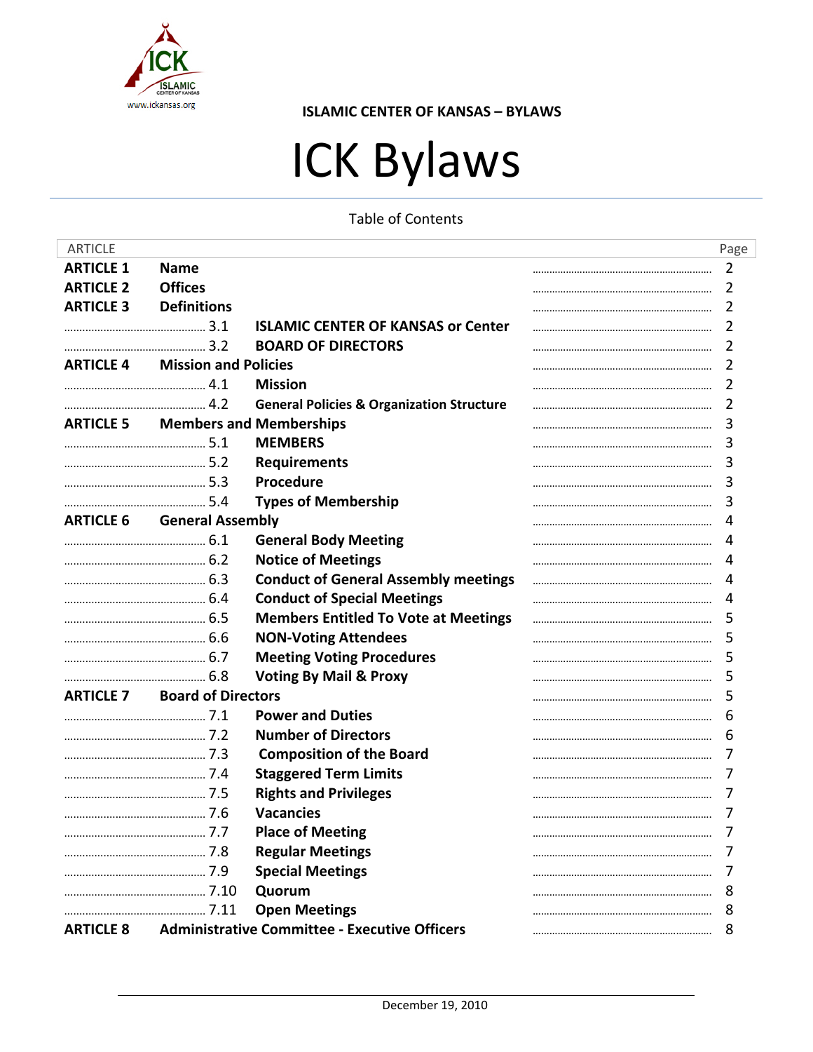**ISLAMIC CENTER OF KANSAS – BYLAWS**

# ICK Bylaws

Table of Contents

| ARTICLE | | | | Page |
|---|---|---|---|---|
| **ARTICLE 1** | **Name** | | | 2 |
| **ARTICLE 2** | **Offices** | | | 2 |
| **ARTICLE 3** | **Definitions** | | | 2 |
| | 3.1 | **ISLAMIC CENTER OF KANSAS or Center** | | 2 |
| | 3.2 | **BOARD OF DIRECTORS** | | 2 |
| **ARTICLE 4** | **Mission and Policies** | | | 2 |
| | 4.1 | **Mission** | | 2 |
| | 4.2 | **General Policies & Organization Structure** | | 2 |
| **ARTICLE 5** | **Members and Memberships** | | | 3 |
| | 5.1 | **MEMBERS** | | 3 |
| | 5.2 | **Requirements** | | 3 |
| | 5.3 | **Procedure** | | 3 |
| | 5.4 | **Types of Membership** | | 3 |
| **ARTICLE 6** | **General Assembly** | | | 4 |
| | 6.1 | **General Body Meeting** | | 4 |
| | 6.2 | **Notice of Meetings** | | 4 |
| | 6.3 | **Conduct of General Assembly meetings** | | 4 |
| | 6.4 | **Conduct of Special Meetings** | | 4 |
| | 6.5 | **Members Entitled To Vote at Meetings** | | 5 |
| | 6.6 | **NON-Voting Attendees** | | 5 |
| | 6.7 | **Meeting Voting Procedures** | | 5 |
| | 6.8 | **Voting By Mail & Proxy** | | 5 |
| **ARTICLE 7** | **Board of Directors** | | | 5 |
| | 7.1 | **Power and Duties** | | 6 |
| | 7.2 | **Number of Directors** | | 6 |
| | 7.3 | **Composition of the Board** | | 7 |
| | 7.4 | **Staggered Term Limits** | | 7 |
| | 7.5 | **Rights and Privileges** | | 7 |
| | 7.6 | **Vacancies** | | 7 |
| | 7.7 | **Place of Meeting** | | 7 |
| | 7.8 | **Regular Meetings** | | 7 |
| | 7.9 | **Special Meetings** | | 7 |
| | 7.10 | **Quorum** | | 8 |
| | 7.11 | **Open Meetings** | | 8 |
| **ARTICLE 8** | **Administrative Committee - Executive Officers** | | | 8 |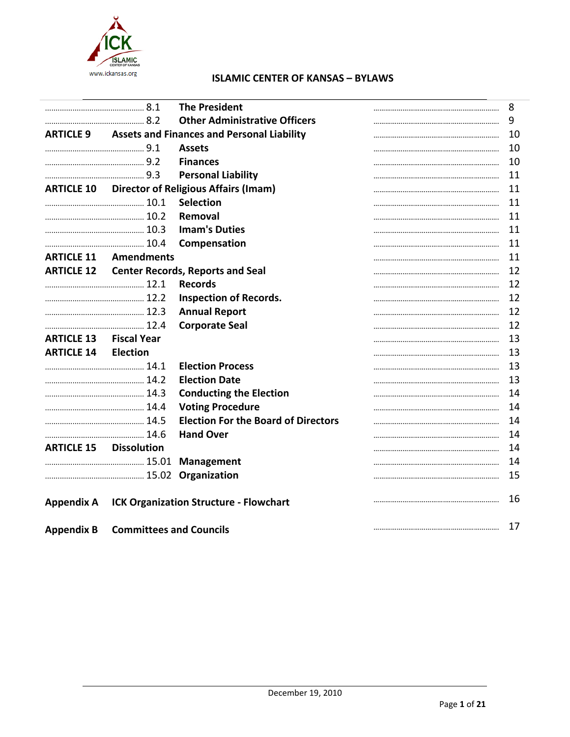| | | | |
|---|---|---|---|
| ............ 8.1 | **The President** | ............ | 8 |
| ............ 8.2 | **Other Administrative Officers** | ............ | 9 |
| **ARTICLE 9** | **Assets and Finances and Personal Liability** | ............ | 10 |
| ............ 9.1 | **Assets** | ............ | 10 |
| ............ 9.2 | **Finances** | ............ | 10 |
| ............ 9.3 | **Personal Liability** | ............ | 11 |
| **ARTICLE 10** | **Director of Religious Affairs (Imam)** | ............ | 11 |
| ............ 10.1 | **Selection** | ............ | 11 |
| ............ 10.2 | **Removal** | ............ | 11 |
| ............ 10.3 | **Imam's Duties** | ............ | 11 |
| ............ 10.4 | **Compensation** | ............ | 11 |
| **ARTICLE 11** | **Amendments** | ............ | 11 |
| **ARTICLE 12** | **Center Records, Reports and Seal** | ............ | 12 |
| ............ 12.1 | **Records** | ............ | 12 |
| ............ 12.2 | **Inspection of Records.** | ............ | 12 |
| ............ 12.3 | **Annual Report** | ............ | 12 |
| ............ 12.4 | **Corporate Seal** | ............ | 12 |
| **ARTICLE 13** | **Fiscal Year** | ............ | 13 |
| **ARTICLE 14** | **Election** | ............ | 13 |
| ............ 14.1 | **Election Process** | ............ | 13 |
| ............ 14.2 | **Election Date** | ............ | 13 |
| ............ 14.3 | **Conducting the Election** | ............ | 14 |
| ............ 14.4 | **Voting Procedure** | ............ | 14 |
| ............ 14.5 | **Election For the Board of Directors** | ............ | 14 |
| ............ 14.6 | **Hand Over** | ............ | 14 |
| **ARTICLE 15** | **Dissolution** | ............ | 14 |
| ............ 15.01 | **Management** | ............ | 14 |
| ............ 15.02 | **Organization** | ............ | 15 |
| **Appendix A** | **ICK Organization Structure - Flowchart** | ............ | 16 |
| **Appendix B** | **Committees and Councils** | ............ | 17 |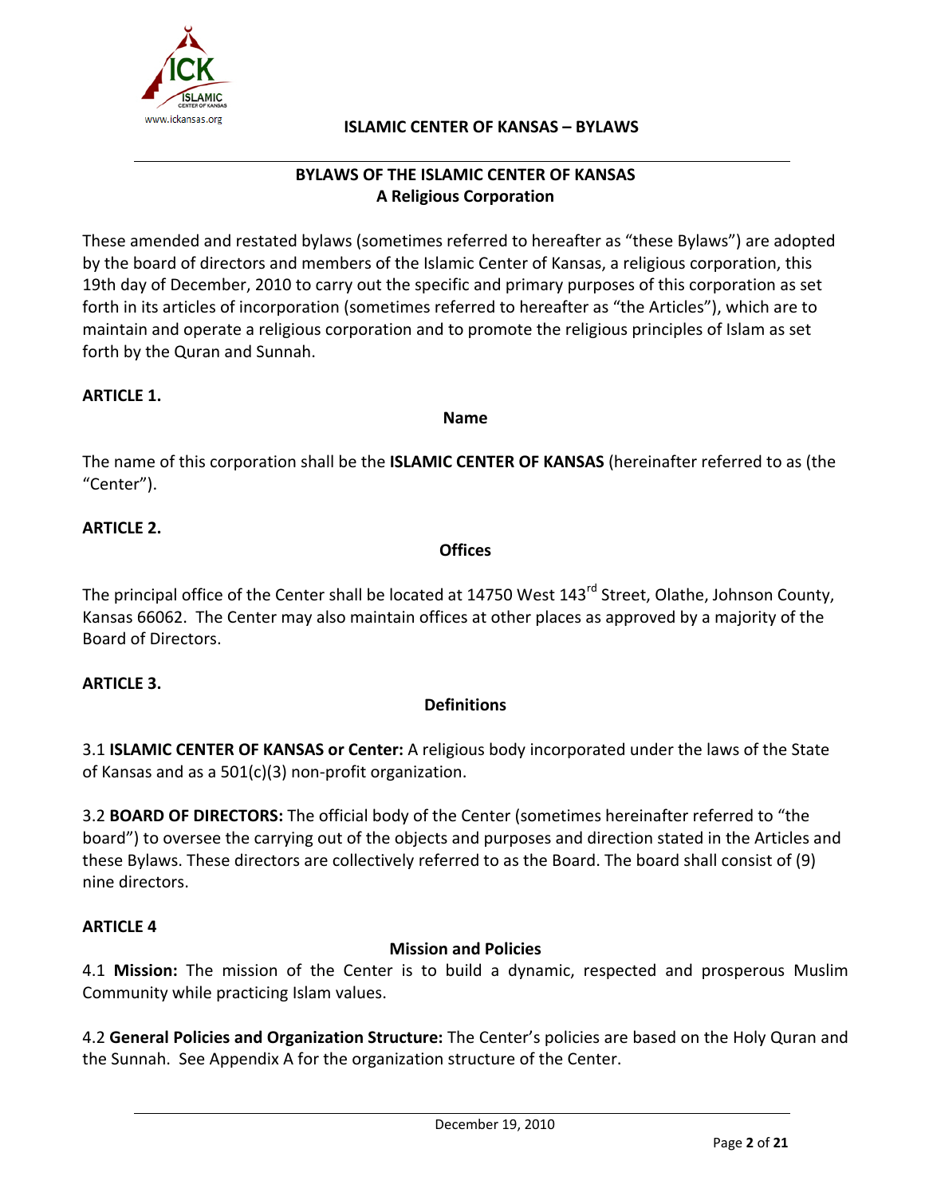## BYLAWS OF THE ISLAMIC CENTER OF KANSAS
## A Religious Corporation

These amended and restated bylaws (sometimes referred to hereafter as "these Bylaws") are adopted by the board of directors and members of the Islamic Center of Kansas, a religious corporation, this 19th day of December, 2010 to carry out the specific and primary purposes of this corporation as set forth in its articles of incorporation (sometimes referred to hereafter as "the Articles"), which are to maintain and operate a religious corporation and to promote the religious principles of Islam as set forth by the Quran and Sunnah.

### ARTICLE 1.

**Name**

The name of this corporation shall be the **ISLAMIC CENTER OF KANSAS** (hereinafter referred to as (the "Center").

### ARTICLE 2.

**Offices**

The principal office of the Center shall be located at 14750 West 143rd Street, Olathe, Johnson County, Kansas 66062. The Center may also maintain offices at other places as approved by a majority of the Board of Directors.

### ARTICLE 3.

**Definitions**

3.1 **ISLAMIC CENTER OF KANSAS or Center:** A religious body incorporated under the laws of the State of Kansas and as a 501(c)(3) non-profit organization.

3.2 **BOARD OF DIRECTORS:** The official body of the Center (sometimes hereinafter referred to "the board") to oversee the carrying out of the objects and purposes and direction stated in the Articles and these Bylaws. These directors are collectively referred to as the Board. The board shall consist of (9) nine directors.

### ARTICLE 4

**Mission and Policies**

4.1 **Mission:** The mission of the Center is to build a dynamic, respected and prosperous Muslim Community while practicing Islam values.

4.2 **General Policies and Organization Structure:** The Center's policies are based on the Holy Quran and the Sunnah. See Appendix A for the organization structure of the Center.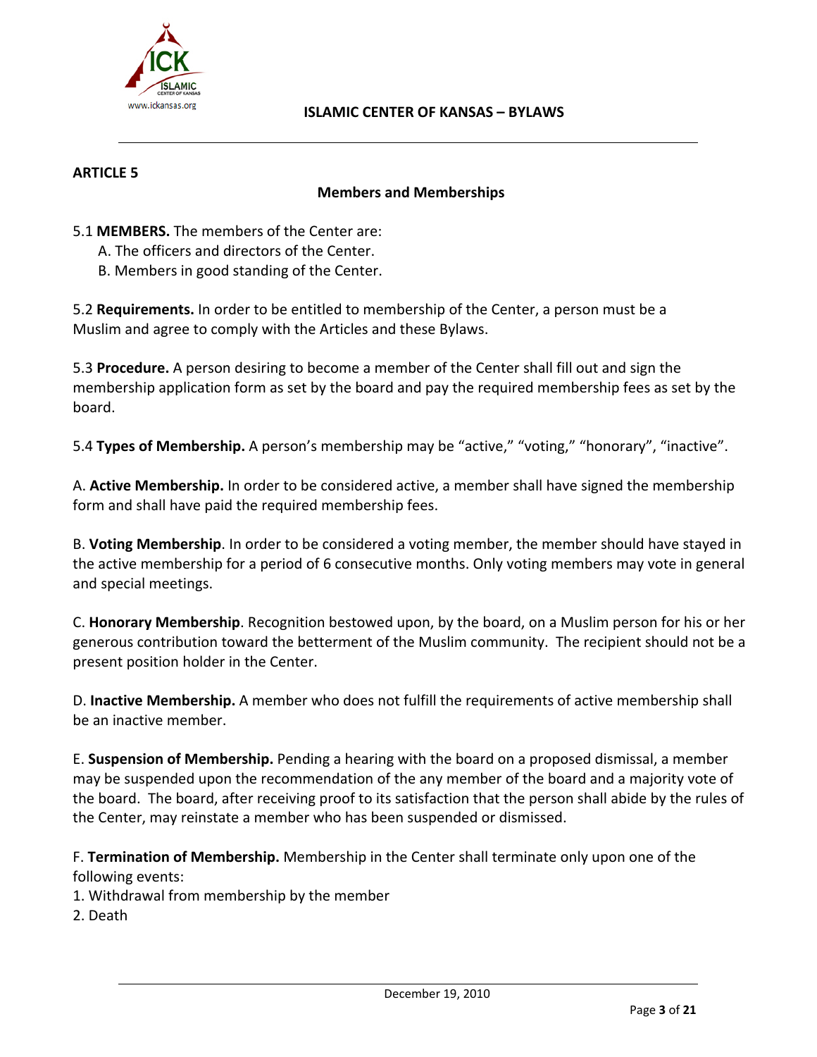## ARTICLE 5

### Members and Memberships

5.1 **MEMBERS.** The members of the Center are:

A. The officers and directors of the Center.
B. Members in good standing of the Center.

5.2 **Requirements.** In order to be entitled to membership of the Center, a person must be a Muslim and agree to comply with the Articles and these Bylaws.

5.3 **Procedure.** A person desiring to become a member of the Center shall fill out and sign the membership application form as set by the board and pay the required membership fees as set by the board.

5.4 **Types of Membership.** A person's membership may be "active," "voting," "honorary", "inactive".

A. **Active Membership.** In order to be considered active, a member shall have signed the membership form and shall have paid the required membership fees.

B. **Voting Membership**. In order to be considered a voting member, the member should have stayed in the active membership for a period of 6 consecutive months. Only voting members may vote in general and special meetings.

C. **Honorary Membership**. Recognition bestowed upon, by the board, on a Muslim person for his or her generous contribution toward the betterment of the Muslim community. The recipient should not be a present position holder in the Center.

D. **Inactive Membership.** A member who does not fulfill the requirements of active membership shall be an inactive member.

E. **Suspension of Membership.** Pending a hearing with the board on a proposed dismissal, a member may be suspended upon the recommendation of the any member of the board and a majority vote of the board. The board, after receiving proof to its satisfaction that the person shall abide by the rules of the Center, may reinstate a member who has been suspended or dismissed.

F. **Termination of Membership.** Membership in the Center shall terminate only upon one of the following events:

1. Withdrawal from membership by the member
2. Death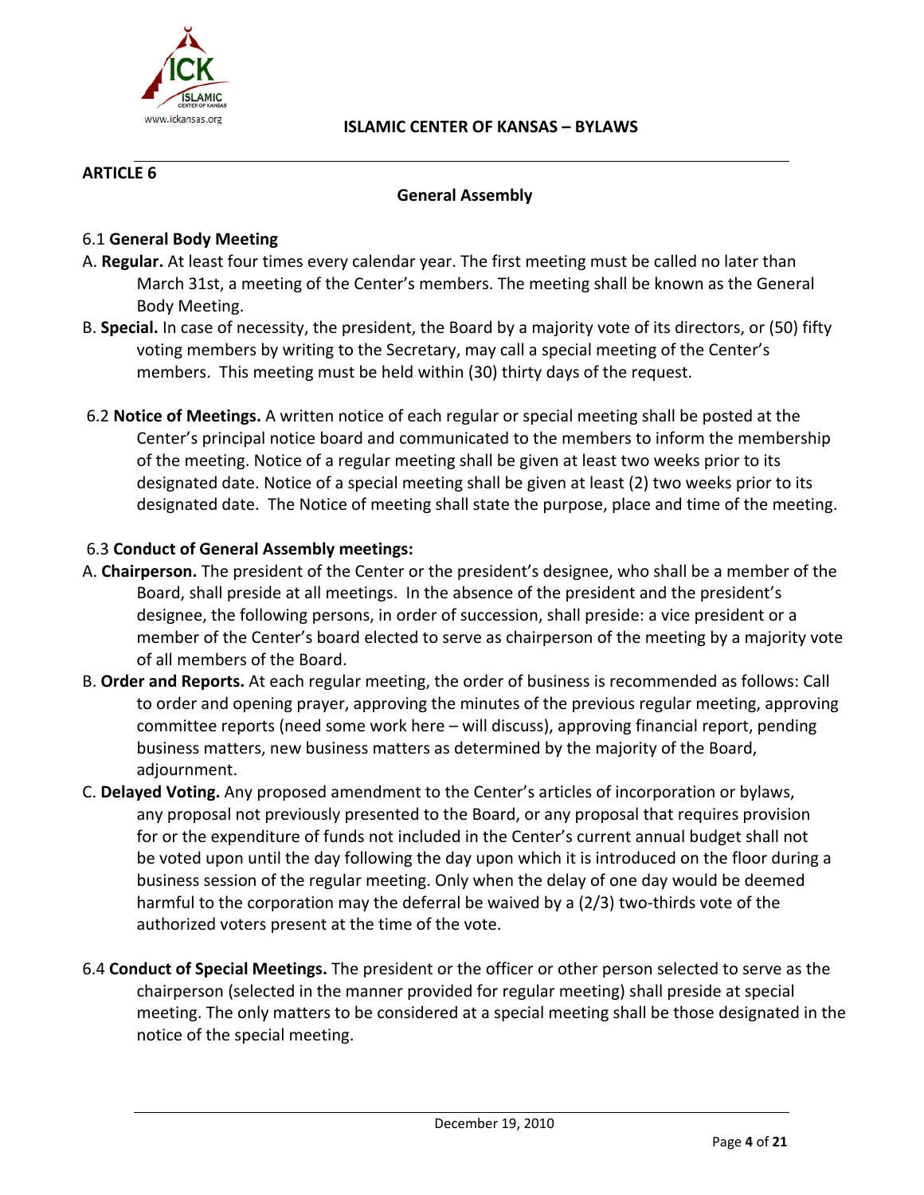## ARTICLE 6

### General Assembly

6.1 **General Body Meeting**

A. **Regular.** At least four times every calendar year. The first meeting must be called no later than March 31st, a meeting of the Center's members. The meeting shall be known as the General Body Meeting.

B. **Special.** In case of necessity, the president, the Board by a majority vote of its directors, or (50) fifty voting members by writing to the Secretary, may call a special meeting of the Center's members. This meeting must be held within (30) thirty days of the request.

6.2 **Notice of Meetings.** A written notice of each regular or special meeting shall be posted at the Center's principal notice board and communicated to the members to inform the membership of the meeting. Notice of a regular meeting shall be given at least two weeks prior to its designated date. Notice of a special meeting shall be given at least (2) two weeks prior to its designated date. The Notice of meeting shall state the purpose, place and time of the meeting.

6.3 **Conduct of General Assembly meetings:**

A. **Chairperson.** The president of the Center or the president's designee, who shall be a member of the Board, shall preside at all meetings. In the absence of the president and the president's designee, the following persons, in order of succession, shall preside: a vice president or a member of the Center's board elected to serve as chairperson of the meeting by a majority vote of all members of the Board.

B. **Order and Reports.** At each regular meeting, the order of business is recommended as follows: Call to order and opening prayer, approving the minutes of the previous regular meeting, approving committee reports (need some work here – will discuss), approving financial report, pending business matters, new business matters as determined by the majority of the Board, adjournment.

C. **Delayed Voting.** Any proposed amendment to the Center's articles of incorporation or bylaws, any proposal not previously presented to the Board, or any proposal that requires provision for or the expenditure of funds not included in the Center's current annual budget shall not be voted upon until the day following the day upon which it is introduced on the floor during a business session of the regular meeting. Only when the delay of one day would be deemed harmful to the corporation may the deferral be waived by a (2/3) two-thirds vote of the authorized voters present at the time of the vote.

6.4 **Conduct of Special Meetings.** The president or the officer or other person selected to serve as the chairperson (selected in the manner provided for regular meeting) shall preside at special meeting. The only matters to be considered at a special meeting shall be those designated in the notice of the special meeting.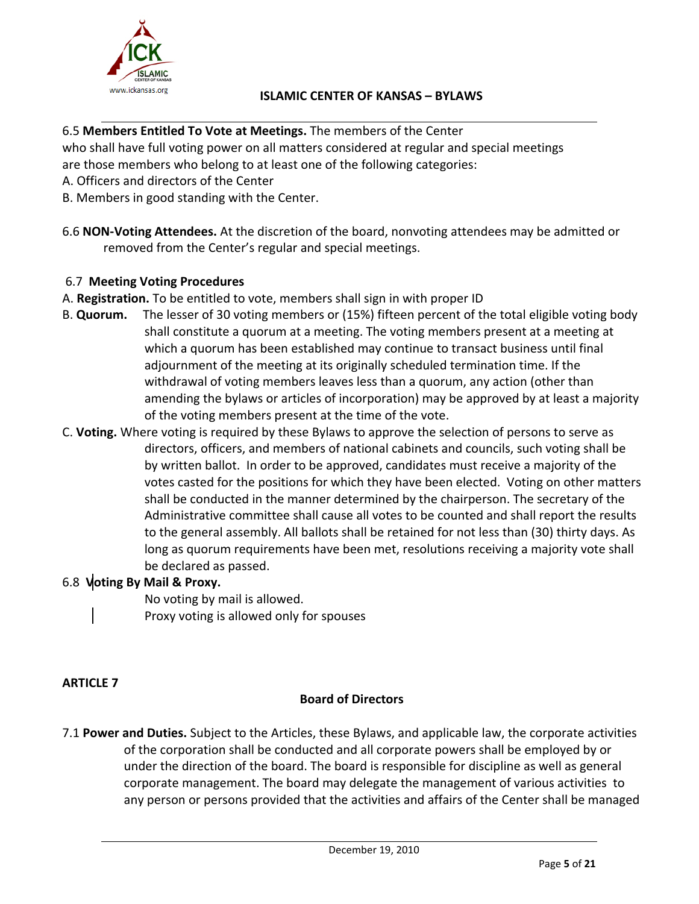6.5 **Members Entitled To Vote at Meetings.** The members of the Center who shall have full voting power on all matters considered at regular and special meetings are those members who belong to at least one of the following categories:

A. Officers and directors of the Center

B. Members in good standing with the Center.

6.6 **NON-Voting Attendees.** At the discretion of the board, nonvoting attendees may be admitted or removed from the Center's regular and special meetings.

6.7 **Meeting Voting Procedures**

A. **Registration.** To be entitled to vote, members shall sign in with proper ID

B. **Quorum.** The lesser of 30 voting members or (15%) fifteen percent of the total eligible voting body shall constitute a quorum at a meeting. The voting members present at a meeting at which a quorum has been established may continue to transact business until final adjournment of the meeting at its originally scheduled termination time. If the withdrawal of voting members leaves less than a quorum, any action (other than amending the bylaws or articles of incorporation) may be approved by at least a majority of the voting members present at the time of the vote.

C. **Voting.** Where voting is required by these Bylaws to approve the selection of persons to serve as directors, officers, and members of national cabinets and councils, such voting shall be by written ballot. In order to be approved, candidates must receive a majority of the votes casted for the positions for which they have been elected. Voting on other matters shall be conducted in the manner determined by the chairperson. The secretary of the Administrative committee shall cause all votes to be counted and shall report the results to the general assembly. All ballots shall be retained for not less than (30) thirty days. As long as quorum requirements have been met, resolutions receiving a majority vote shall be declared as passed.

6.8 **Voting By Mail & Proxy.**

No voting by mail is allowed.

Proxy voting is allowed only for spouses

**ARTICLE 7**

## Board of Directors

7.1 **Power and Duties.** Subject to the Articles, these Bylaws, and applicable law, the corporate activities of the corporation shall be conducted and all corporate powers shall be employed by or under the direction of the board. The board is responsible for discipline as well as general corporate management. The board may delegate the management of various activities to any person or persons provided that the activities and affairs of the Center shall be managed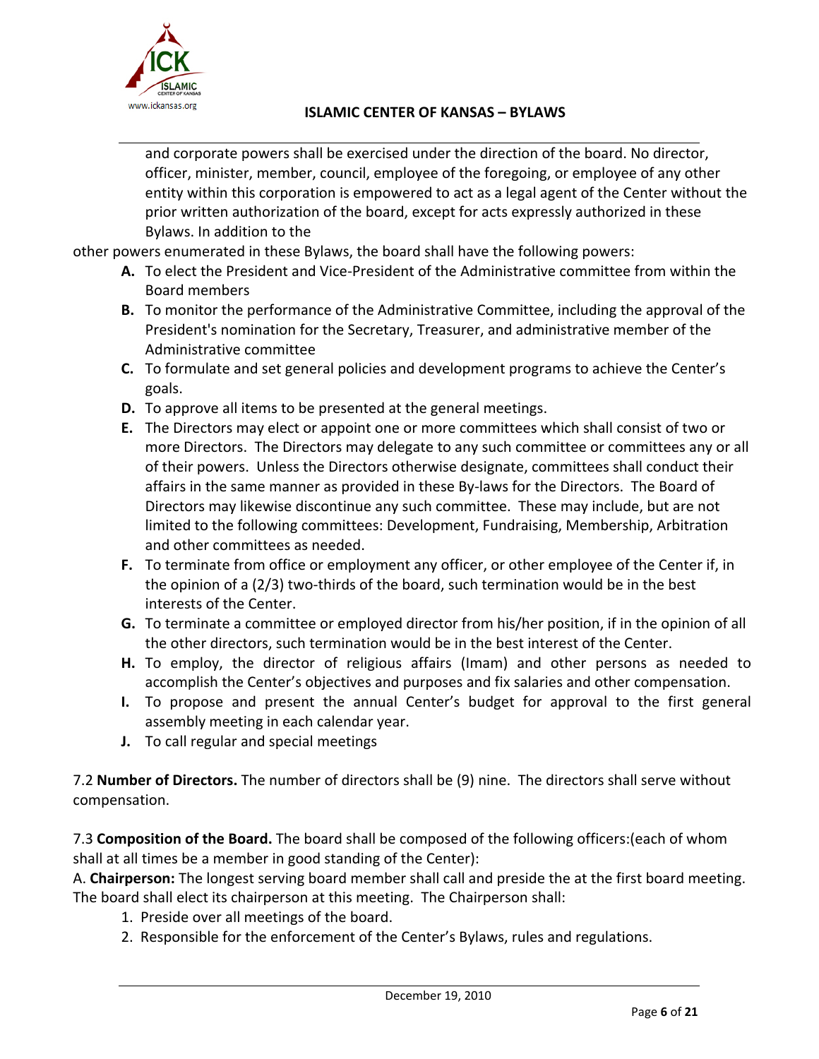and corporate powers shall be exercised under the direction of the board. No director, officer, minister, member, council, employee of the foregoing, or employee of any other entity within this corporation is empowered to act as a legal agent of the Center without the prior written authorization of the board, except for acts expressly authorized in these Bylaws. In addition to the other powers enumerated in these Bylaws, the board shall have the following powers:

- **A.** To elect the President and Vice-President of the Administrative committee from within the Board members
- **B.** To monitor the performance of the Administrative Committee, including the approval of the President's nomination for the Secretary, Treasurer, and administrative member of the Administrative committee
- **C.** To formulate and set general policies and development programs to achieve the Center's goals.
- **D.** To approve all items to be presented at the general meetings.
- **E.** The Directors may elect or appoint one or more committees which shall consist of two or more Directors. The Directors may delegate to any such committee or committees any or all of their powers. Unless the Directors otherwise designate, committees shall conduct their affairs in the same manner as provided in these By-laws for the Directors. The Board of Directors may likewise discontinue any such committee. These may include, but are not limited to the following committees: Development, Fundraising, Membership, Arbitration and other committees as needed.
- **F.** To terminate from office or employment any officer, or other employee of the Center if, in the opinion of a (2/3) two-thirds of the board, such termination would be in the best interests of the Center.
- **G.** To terminate a committee or employed director from his/her position, if in the opinion of all the other directors, such termination would be in the best interest of the Center.
- **H.** To employ, the director of religious affairs (Imam) and other persons as needed to accomplish the Center's objectives and purposes and fix salaries and other compensation.
- **I.** To propose and present the annual Center's budget for approval to the first general assembly meeting in each calendar year.
- **J.** To call regular and special meetings

7.2 **Number of Directors.** The number of directors shall be (9) nine. The directors shall serve without compensation.

7.3 **Composition of the Board.** The board shall be composed of the following officers:(each of whom shall at all times be a member in good standing of the Center):

A. **Chairperson:** The longest serving board member shall call and preside the at the first board meeting. The board shall elect its chairperson at this meeting. The Chairperson shall:

1. Preside over all meetings of the board.
2. Responsible for the enforcement of the Center's Bylaws, rules and regulations.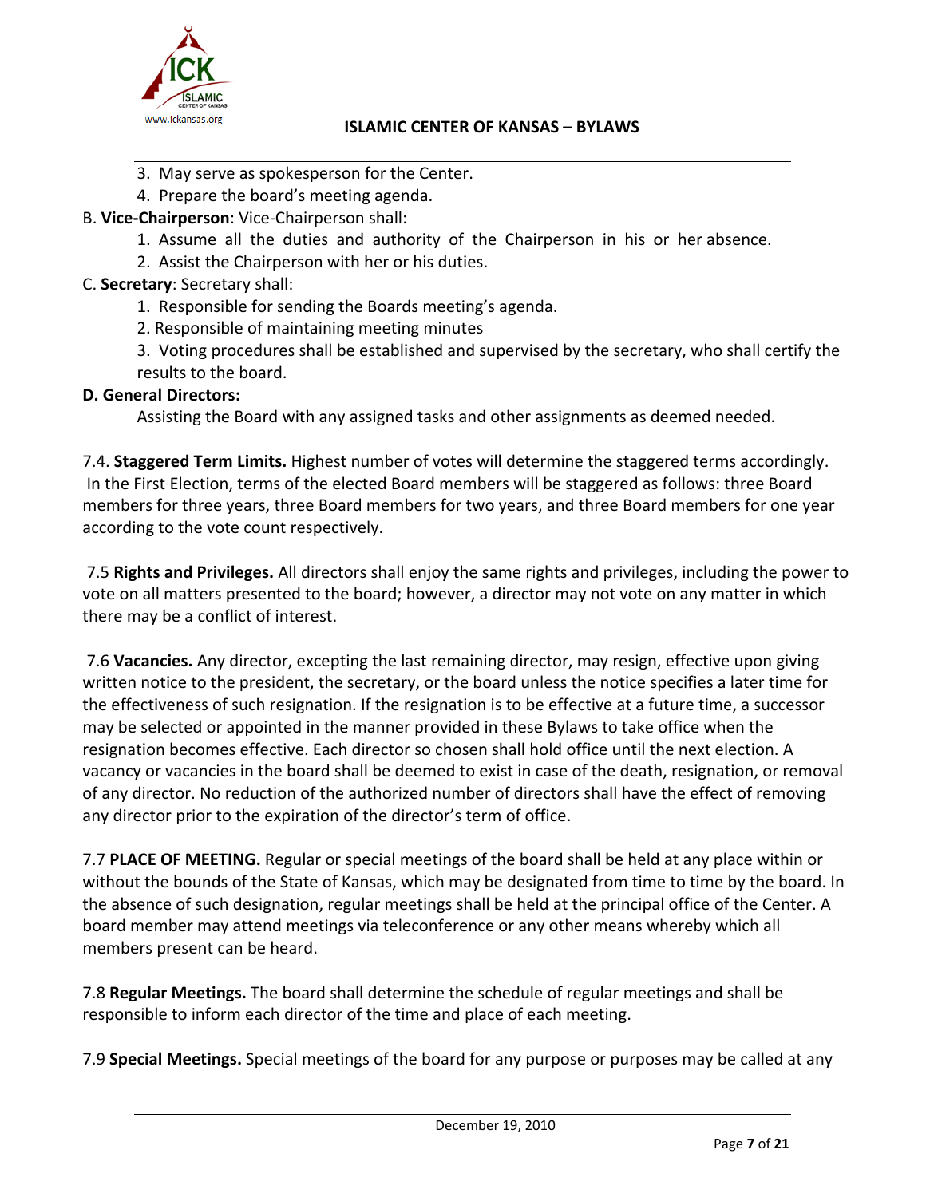3. May serve as spokesperson for the Center.
4. Prepare the board's meeting agenda.

B. **Vice-Chairperson**: Vice-Chairperson shall:

1. Assume all the duties and authority of the Chairperson in his or her absence.
2. Assist the Chairperson with her or his duties.

C. **Secretary**: Secretary shall:

1. Responsible for sending the Boards meeting's agenda.
2. Responsible of maintaining meeting minutes
3. Voting procedures shall be established and supervised by the secretary, who shall certify the results to the board.

**D. General Directors:**

Assisting the Board with any assigned tasks and other assignments as deemed needed.

7.4. **Staggered Term Limits.** Highest number of votes will determine the staggered terms accordingly. In the First Election, terms of the elected Board members will be staggered as follows: three Board members for three years, three Board members for two years, and three Board members for one year according to the vote count respectively.

7.5 **Rights and Privileges.** All directors shall enjoy the same rights and privileges, including the power to vote on all matters presented to the board; however, a director may not vote on any matter in which there may be a conflict of interest.

7.6 **Vacancies.** Any director, excepting the last remaining director, may resign, effective upon giving written notice to the president, the secretary, or the board unless the notice specifies a later time for the effectiveness of such resignation. If the resignation is to be effective at a future time, a successor may be selected or appointed in the manner provided in these Bylaws to take office when the resignation becomes effective. Each director so chosen shall hold office until the next election. A vacancy or vacancies in the board shall be deemed to exist in case of the death, resignation, or removal of any director. No reduction of the authorized number of directors shall have the effect of removing any director prior to the expiration of the director's term of office.

7.7 **PLACE OF MEETING.** Regular or special meetings of the board shall be held at any place within or without the bounds of the State of Kansas, which may be designated from time to time by the board. In the absence of such designation, regular meetings shall be held at the principal office of the Center. A board member may attend meetings via teleconference or any other means whereby which all members present can be heard.

7.8 **Regular Meetings.** The board shall determine the schedule of regular meetings and shall be responsible to inform each director of the time and place of each meeting.

7.9 **Special Meetings.** Special meetings of the board for any purpose or purposes may be called at any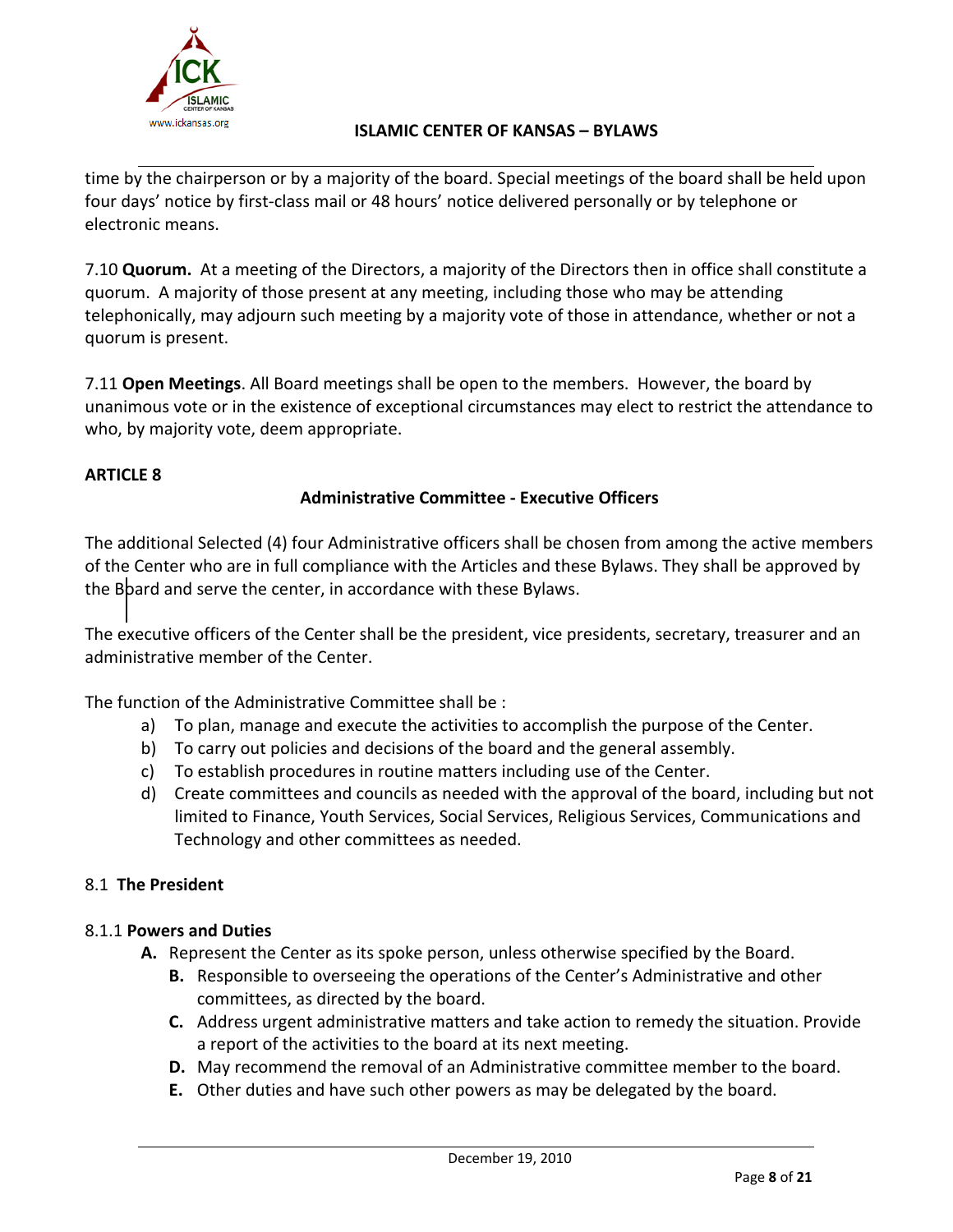time by the chairperson or by a majority of the board. Special meetings of the board shall be held upon four days' notice by first-class mail or 48 hours' notice delivered personally or by telephone or electronic means.

7.10 **Quorum.** At a meeting of the Directors, a majority of the Directors then in office shall constitute a quorum. A majority of those present at any meeting, including those who may be attending telephonically, may adjourn such meeting by a majority vote of those in attendance, whether or not a quorum is present.

7.11 **Open Meetings**. All Board meetings shall be open to the members. However, the board by unanimous vote or in the existence of exceptional circumstances may elect to restrict the attendance to who, by majority vote, deem appropriate.

## ARTICLE 8

### Administrative Committee - Executive Officers

The additional Selected (4) four Administrative officers shall be chosen from among the active members of the Center who are in full compliance with the Articles and these Bylaws. They shall be approved by the Board and serve the center, in accordance with these Bylaws.

The executive officers of the Center shall be the president, vice presidents, secretary, treasurer and an administrative member of the Center.

The function of the Administrative Committee shall be :

a) To plan, manage and execute the activities to accomplish the purpose of the Center.
b) To carry out policies and decisions of the board and the general assembly.
c) To establish procedures in routine matters including use of the Center.
d) Create committees and councils as needed with the approval of the board, including but not limited to Finance, Youth Services, Social Services, Religious Services, Communications and Technology and other committees as needed.

### 8.1 **The President**

#### 8.1.1 **Powers and Duties**

**A.** Represent the Center as its spoke person, unless otherwise specified by the Board.
**B.** Responsible to overseeing the operations of the Center's Administrative and other committees, as directed by the board.
**C.** Address urgent administrative matters and take action to remedy the situation. Provide a report of the activities to the board at its next meeting.
**D.** May recommend the removal of an Administrative committee member to the board.
**E.** Other duties and have such other powers as may be delegated by the board.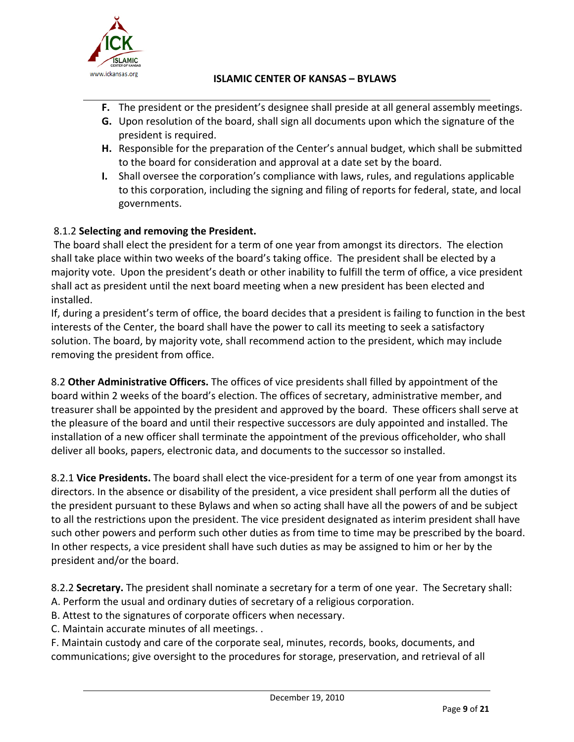F. The president or the president's designee shall preside at all general assembly meetings.
G. Upon resolution of the board, shall sign all documents upon which the signature of the president is required.
H. Responsible for the preparation of the Center's annual budget, which shall be submitted to the board for consideration and approval at a date set by the board.
I. Shall oversee the corporation's compliance with laws, rules, and regulations applicable to this corporation, including the signing and filing of reports for federal, state, and local governments.

8.1.2 **Selecting and removing the President.**
The board shall elect the president for a term of one year from amongst its directors. The election shall take place within two weeks of the board's taking office. The president shall be elected by a majority vote. Upon the president's death or other inability to fulfill the term of office, a vice president shall act as president until the next board meeting when a new president has been elected and installed.
If, during a president's term of office, the board decides that a president is failing to function in the best interests of the Center, the board shall have the power to call its meeting to seek a satisfactory solution. The board, by majority vote, shall recommend action to the president, which may include removing the president from office.

8.2 **Other Administrative Officers.** The offices of vice presidents shall filled by appointment of the board within 2 weeks of the board's election. The offices of secretary, administrative member, and treasurer shall be appointed by the president and approved by the board. These officers shall serve at the pleasure of the board and until their respective successors are duly appointed and installed. The installation of a new officer shall terminate the appointment of the previous officeholder, who shall deliver all books, papers, electronic data, and documents to the successor so installed.

8.2.1 **Vice Presidents.** The board shall elect the vice-president for a term of one year from amongst its directors. In the absence or disability of the president, a vice president shall perform all the duties of the president pursuant to these Bylaws and when so acting shall have all the powers of and be subject to all the restrictions upon the president. The vice president designated as interim president shall have such other powers and perform such other duties as from time to time may be prescribed by the board. In other respects, a vice president shall have such duties as may be assigned to him or her by the president and/or the board.

8.2.2 **Secretary.** The president shall nominate a secretary for a term of one year. The Secretary shall:
A. Perform the usual and ordinary duties of secretary of a religious corporation.
B. Attest to the signatures of corporate officers when necessary.
C. Maintain accurate minutes of all meetings. .
F. Maintain custody and care of the corporate seal, minutes, records, books, documents, and communications; give oversight to the procedures for storage, preservation, and retrieval of all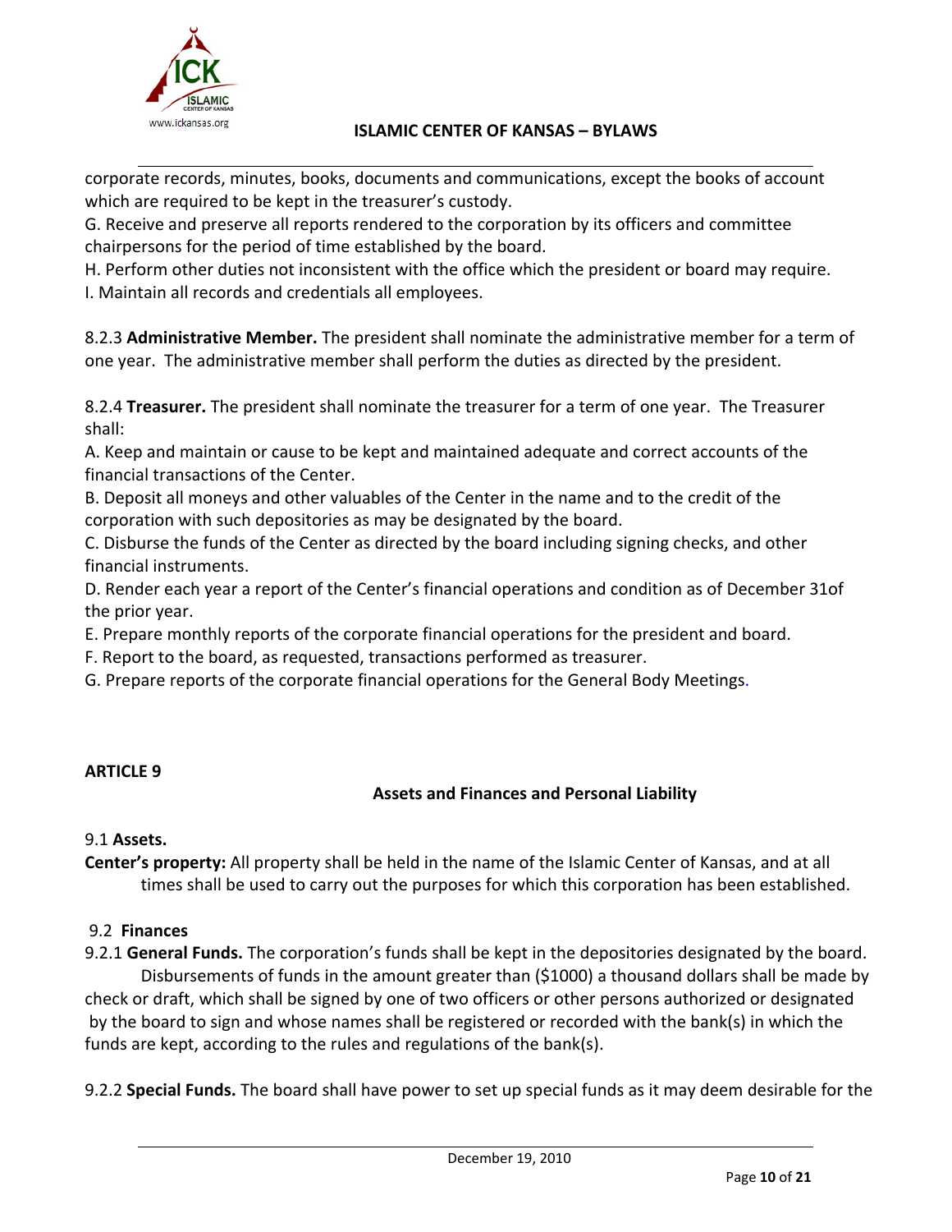corporate records, minutes, books, documents and communications, except the books of account which are required to be kept in the treasurer's custody.

G. Receive and preserve all reports rendered to the corporation by its officers and committee chairpersons for the period of time established by the board.

H. Perform other duties not inconsistent with the office which the president or board may require.

I. Maintain all records and credentials all employees.

8.2.3 **Administrative Member.** The president shall nominate the administrative member for a term of one year. The administrative member shall perform the duties as directed by the president.

8.2.4 **Treasurer.** The president shall nominate the treasurer for a term of one year. The Treasurer shall:

A. Keep and maintain or cause to be kept and maintained adequate and correct accounts of the financial transactions of the Center.

B. Deposit all moneys and other valuables of the Center in the name and to the credit of the corporation with such depositories as may be designated by the board.

C. Disburse the funds of the Center as directed by the board including signing checks, and other financial instruments.

D. Render each year a report of the Center's financial operations and condition as of December 31of the prior year.

E. Prepare monthly reports of the corporate financial operations for the president and board.

F. Report to the board, as requested, transactions performed as treasurer.

G. Prepare reports of the corporate financial operations for the General Body Meetings.

## ARTICLE 9

### Assets and Finances and Personal Liability

9.1 **Assets.**

**Center's property:** All property shall be held in the name of the Islamic Center of Kansas, and at all times shall be used to carry out the purposes for which this corporation has been established.

9.2 **Finances**

9.2.1 **General Funds.** The corporation's funds shall be kept in the depositories designated by the board. Disbursements of funds in the amount greater than ($1000) a thousand dollars shall be made by check or draft, which shall be signed by one of two officers or other persons authorized or designated by the board to sign and whose names shall be registered or recorded with the bank(s) in which the funds are kept, according to the rules and regulations of the bank(s).

9.2.2 **Special Funds.** The board shall have power to set up special funds as it may deem desirable for the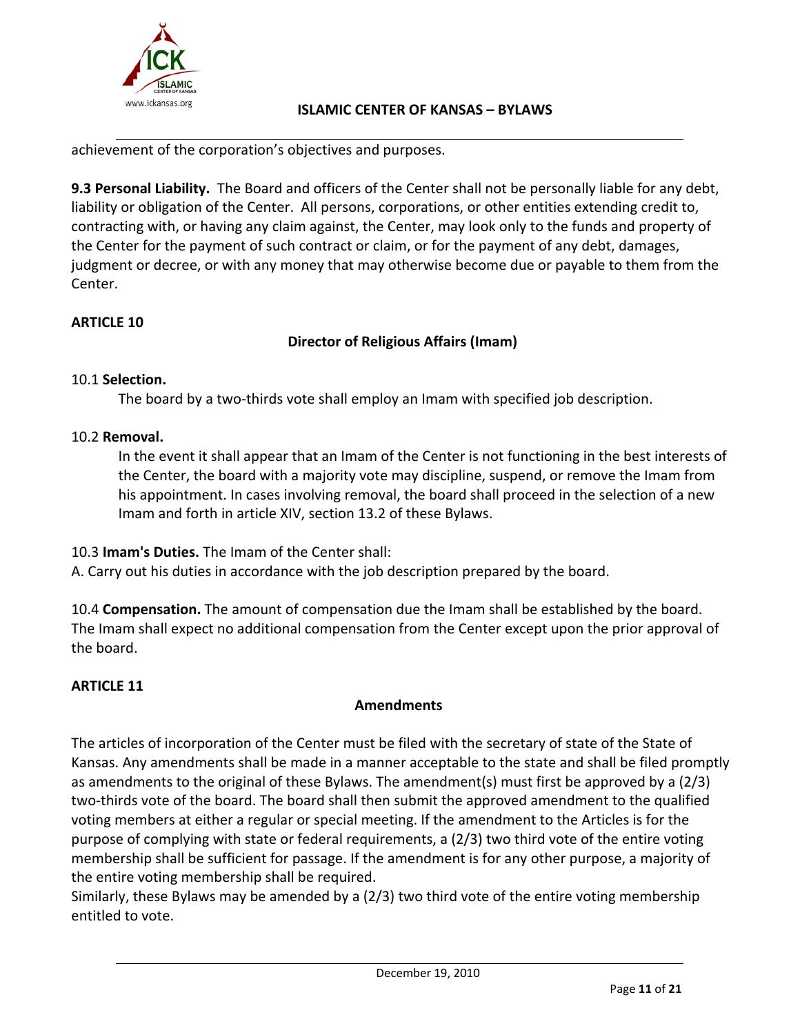achievement of the corporation's objectives and purposes.

**9.3 Personal Liability.** The Board and officers of the Center shall not be personally liable for any debt, liability or obligation of the Center. All persons, corporations, or other entities extending credit to, contracting with, or having any claim against, the Center, may look only to the funds and property of the Center for the payment of such contract or claim, or for the payment of any debt, damages, judgment or decree, or with any money that may otherwise become due or payable to them from the Center.

## ARTICLE 10

### Director of Religious Affairs (Imam)

10.1 **Selection.**

The board by a two-thirds vote shall employ an Imam with specified job description.

10.2 **Removal.**

In the event it shall appear that an Imam of the Center is not functioning in the best interests of the Center, the board with a majority vote may discipline, suspend, or remove the Imam from his appointment. In cases involving removal, the board shall proceed in the selection of a new Imam and forth in article XIV, section 13.2 of these Bylaws.

10.3 **Imam's Duties.** The Imam of the Center shall:

A. Carry out his duties in accordance with the job description prepared by the board.

10.4 **Compensation.** The amount of compensation due the Imam shall be established by the board. The Imam shall expect no additional compensation from the Center except upon the prior approval of the board.

## ARTICLE 11

### Amendments

The articles of incorporation of the Center must be filed with the secretary of state of the State of Kansas. Any amendments shall be made in a manner acceptable to the state and shall be filed promptly as amendments to the original of these Bylaws. The amendment(s) must first be approved by a (2/3) two-thirds vote of the board. The board shall then submit the approved amendment to the qualified voting members at either a regular or special meeting. If the amendment to the Articles is for the purpose of complying with state or federal requirements, a (2/3) two third vote of the entire voting membership shall be sufficient for passage. If the amendment is for any other purpose, a majority of the entire voting membership shall be required.

Similarly, these Bylaws may be amended by a (2/3) two third vote of the entire voting membership entitled to vote.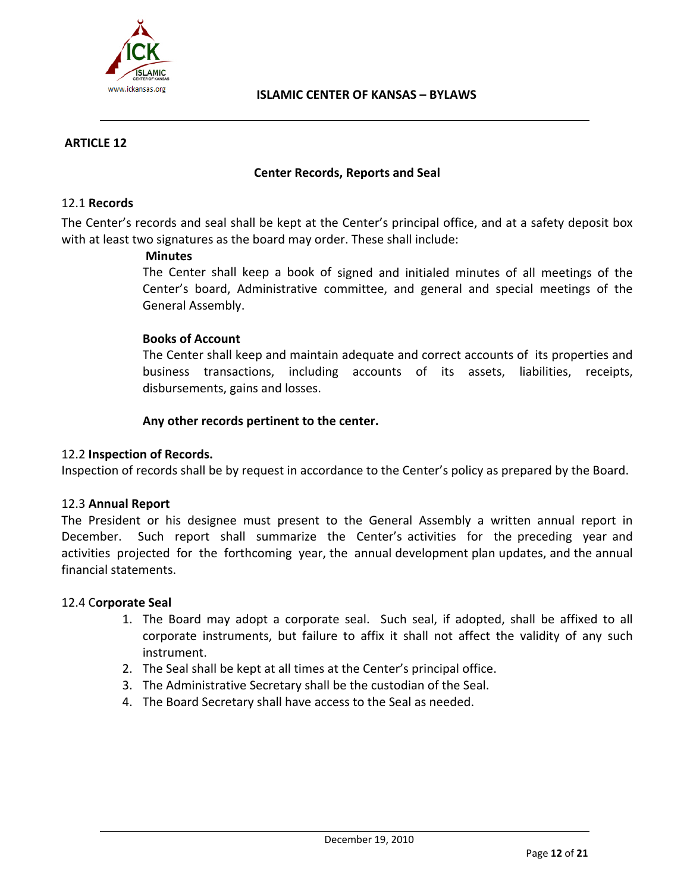## ARTICLE 12

### Center Records, Reports and Seal

12.1 **Records**

The Center's records and seal shall be kept at the Center's principal office, and at a safety deposit box with at least two signatures as the board may order. These shall include:

**Minutes**

The Center shall keep a book of signed and initialed minutes of all meetings of the Center's board, Administrative committee, and general and special meetings of the General Assembly.

**Books of Account**

The Center shall keep and maintain adequate and correct accounts of its properties and business transactions, including accounts of its assets, liabilities, receipts, disbursements, gains and losses.

**Any other records pertinent to the center.**

12.2 **Inspection of Records.**

Inspection of records shall be by request in accordance to the Center's policy as prepared by the Board.

12.3 **Annual Report**

The President or his designee must present to the General Assembly a written annual report in December. Such report shall summarize the Center's activities for the preceding year and activities projected for the forthcoming year, the annual development plan updates, and the annual financial statements.

12.4 C**orporate Seal**

1. The Board may adopt a corporate seal. Such seal, if adopted, shall be affixed to all corporate instruments, but failure to affix it shall not affect the validity of any such instrument.
2. The Seal shall be kept at all times at the Center's principal office.
3. The Administrative Secretary shall be the custodian of the Seal.
4. The Board Secretary shall have access to the Seal as needed.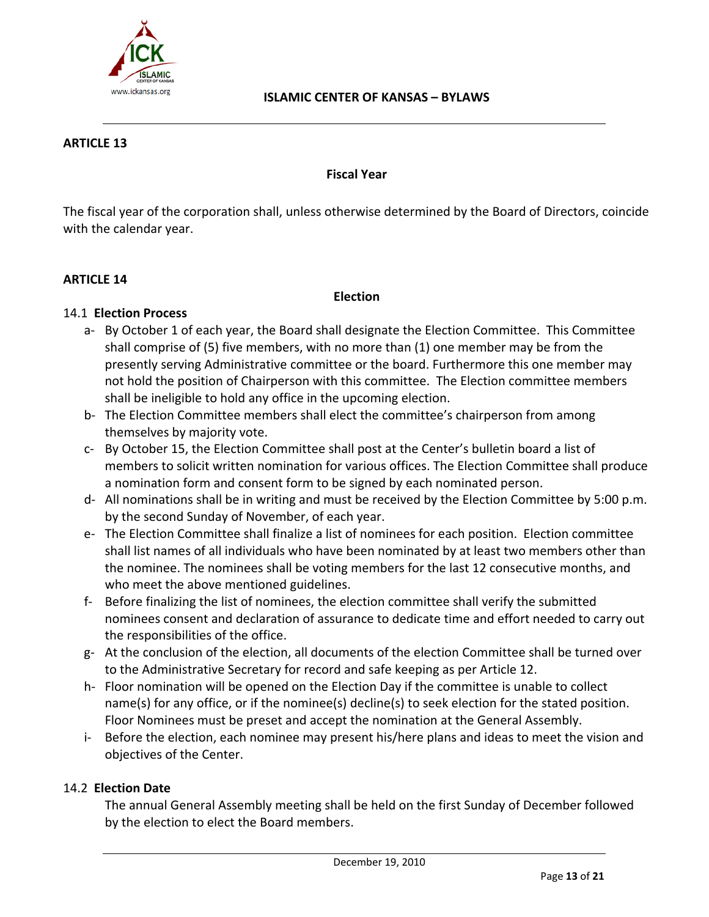## ARTICLE 13

### Fiscal Year

The fiscal year of the corporation shall, unless otherwise determined by the Board of Directors, coincide with the calendar year.

## ARTICLE 14

### Election

14.1 **Election Process**

a- By October 1 of each year, the Board shall designate the Election Committee. This Committee shall comprise of (5) five members, with no more than (1) one member may be from the presently serving Administrative committee or the board. Furthermore this one member may not hold the position of Chairperson with this committee. The Election committee members shall be ineligible to hold any office in the upcoming election.

b- The Election Committee members shall elect the committee's chairperson from among themselves by majority vote.

c- By October 15, the Election Committee shall post at the Center's bulletin board a list of members to solicit written nomination for various offices. The Election Committee shall produce a nomination form and consent form to be signed by each nominated person.

d- All nominations shall be in writing and must be received by the Election Committee by 5:00 p.m. by the second Sunday of November, of each year.

e- The Election Committee shall finalize a list of nominees for each position. Election committee shall list names of all individuals who have been nominated by at least two members other than the nominee. The nominees shall be voting members for the last 12 consecutive months, and who meet the above mentioned guidelines.

f- Before finalizing the list of nominees, the election committee shall verify the submitted nominees consent and declaration of assurance to dedicate time and effort needed to carry out the responsibilities of the office.

g- At the conclusion of the election, all documents of the election Committee shall be turned over to the Administrative Secretary for record and safe keeping as per Article 12.

h- Floor nomination will be opened on the Election Day if the committee is unable to collect name(s) for any office, or if the nominee(s) decline(s) to seek election for the stated position. Floor Nominees must be preset and accept the nomination at the General Assembly.

i- Before the election, each nominee may present his/here plans and ideas to meet the vision and objectives of the Center.

14.2 **Election Date**

The annual General Assembly meeting shall be held on the first Sunday of December followed by the election to elect the Board members.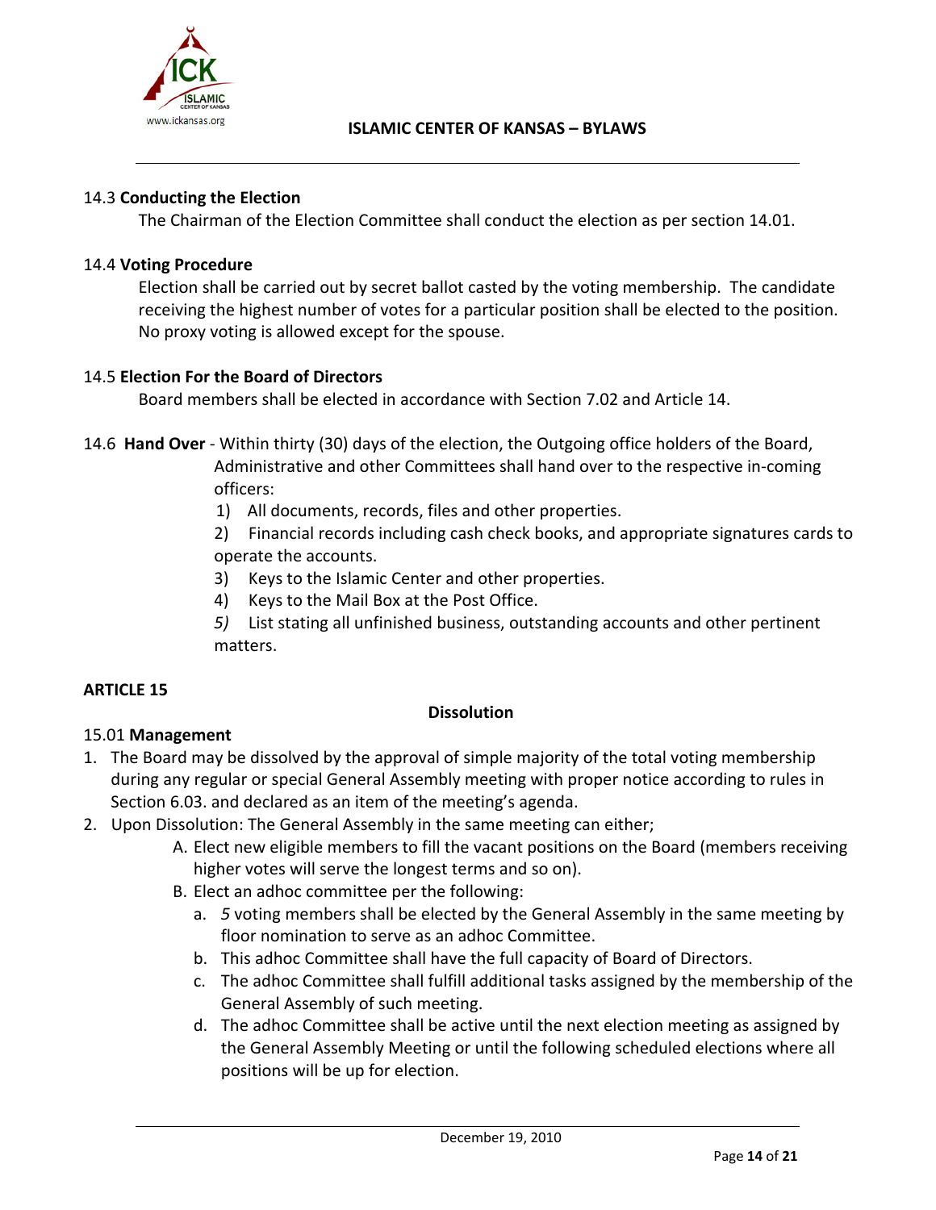14.3 **Conducting the Election**

The Chairman of the Election Committee shall conduct the election as per section 14.01.

14.4 **Voting Procedure**

Election shall be carried out by secret ballot casted by the voting membership. The candidate receiving the highest number of votes for a particular position shall be elected to the position. No proxy voting is allowed except for the spouse.

14.5 **Election For the Board of Directors**

Board members shall be elected in accordance with Section 7.02 and Article 14.

14.6 **Hand Over** - Within thirty (30) days of the election, the Outgoing office holders of the Board, Administrative and other Committees shall hand over to the respective in-coming officers:

1) All documents, records, files and other properties.
2) Financial records including cash check books, and appropriate signatures cards to operate the accounts.
3) Keys to the Islamic Center and other properties.
4) Keys to the Mail Box at the Post Office.
5) List stating all unfinished business, outstanding accounts and other pertinent matters.

**ARTICLE 15**

**Dissolution**

15.01 **Management**

1. The Board may be dissolved by the approval of simple majority of the total voting membership during any regular or special General Assembly meeting with proper notice according to rules in Section 6.03. and declared as an item of the meeting's agenda.
2. Upon Dissolution: The General Assembly in the same meeting can either;
   A. Elect new eligible members to fill the vacant positions on the Board (members receiving higher votes will serve the longest terms and so on).
   B. Elect an adhoc committee per the following:
      a. *5* voting members shall be elected by the General Assembly in the same meeting by floor nomination to serve as an adhoc Committee.
      b. This adhoc Committee shall have the full capacity of Board of Directors.
      c. The adhoc Committee shall fulfill additional tasks assigned by the membership of the General Assembly of such meeting.
      d. The adhoc Committee shall be active until the next election meeting as assigned by the General Assembly Meeting or until the following scheduled elections where all positions will be up for election.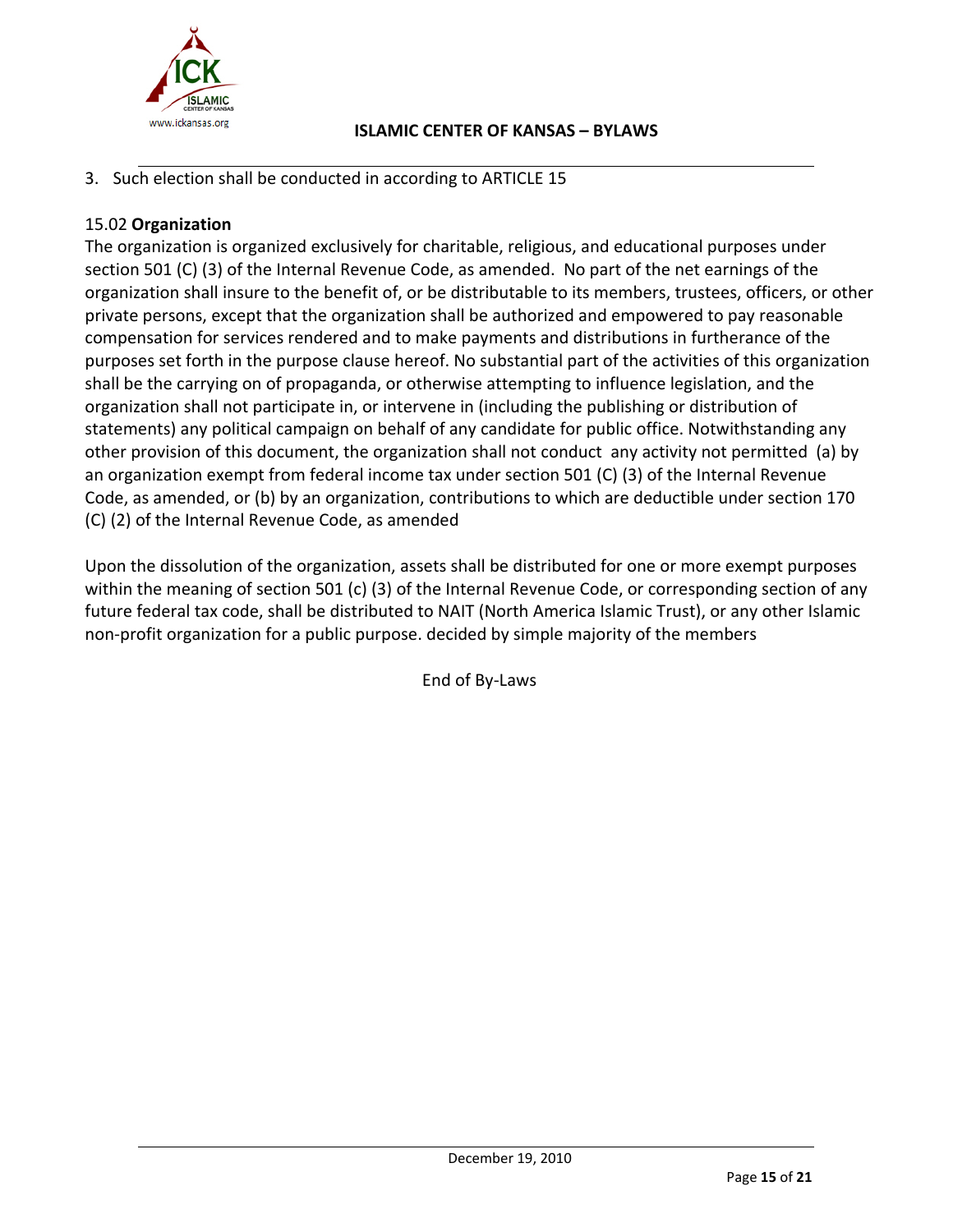3. Such election shall be conducted in according to ARTICLE 15

15.02 **Organization**

The organization is organized exclusively for charitable, religious, and educational purposes under section 501 (C) (3) of the Internal Revenue Code, as amended. No part of the net earnings of the organization shall insure to the benefit of, or be distributable to its members, trustees, officers, or other private persons, except that the organization shall be authorized and empowered to pay reasonable compensation for services rendered and to make payments and distributions in furtherance of the purposes set forth in the purpose clause hereof. No substantial part of the activities of this organization shall be the carrying on of propaganda, or otherwise attempting to influence legislation, and the organization shall not participate in, or intervene in (including the publishing or distribution of statements) any political campaign on behalf of any candidate for public office. Notwithstanding any other provision of this document, the organization shall not conduct any activity not permitted (a) by an organization exempt from federal income tax under section 501 (C) (3) of the Internal Revenue Code, as amended, or (b) by an organization, contributions to which are deductible under section 170 (C) (2) of the Internal Revenue Code, as amended

Upon the dissolution of the organization, assets shall be distributed for one or more exempt purposes within the meaning of section 501 (c) (3) of the Internal Revenue Code, or corresponding section of any future federal tax code, shall be distributed to NAIT (North America Islamic Trust), or any other Islamic non-profit organization for a public purpose. decided by simple majority of the members

End of By-Laws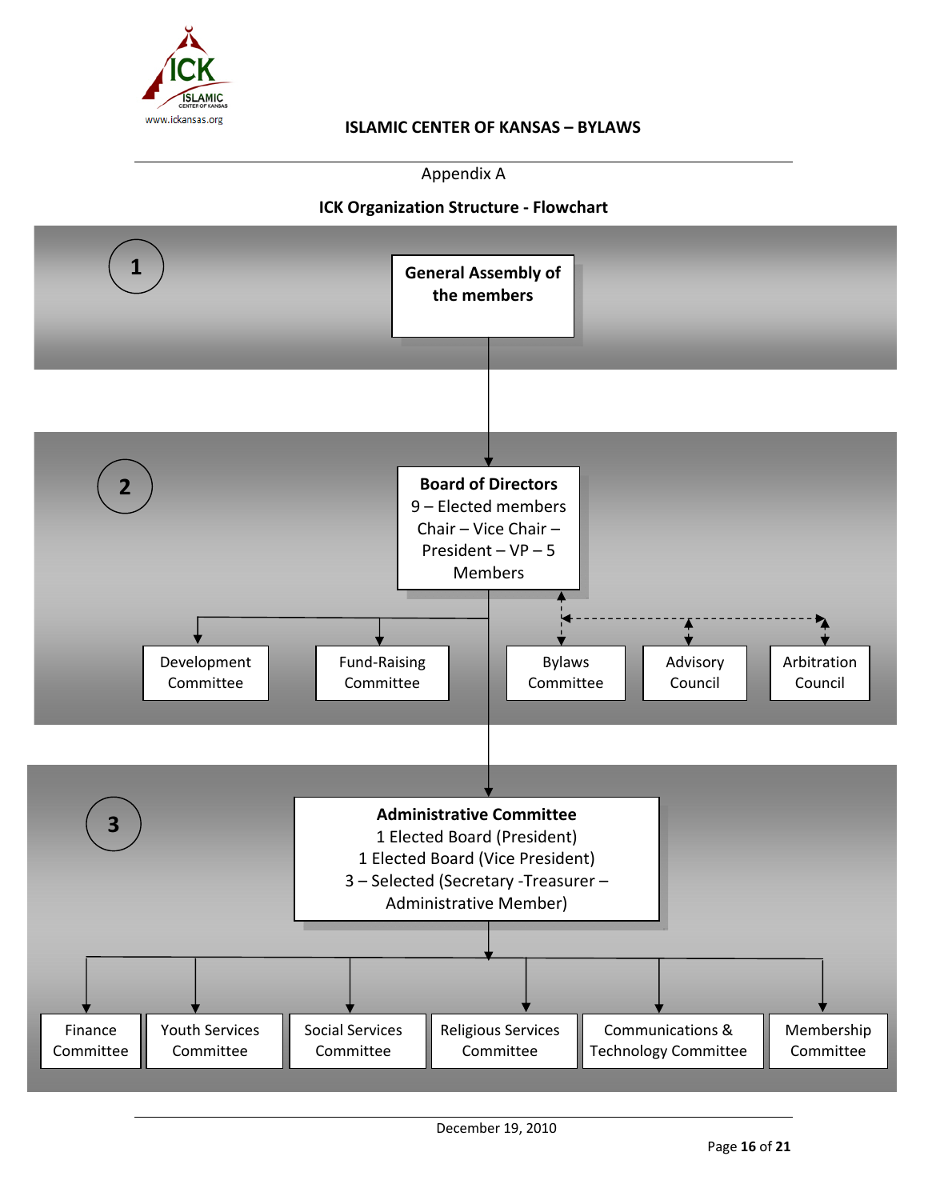Appendix A

## ICK Organization Structure - Flowchart

**1**

**General Assembly of the members**

**2**

**Board of Directors**
9 – Elected members
Chair – Vice Chair – President – VP – 5 Members

Development Committee

Fund-Raising Committee

Bylaws Committee

Advisory Council

Arbitration Council

**3**

**Administrative Committee**
1 Elected Board (President)
1 Elected Board (Vice President)
3 – Selected (Secretary -Treasurer – Administrative Member)

Finance Committee

Youth Services Committee

Social Services Committee

Religious Services Committee

Communications & Technology Committee

Membership Committee

December 19, 2010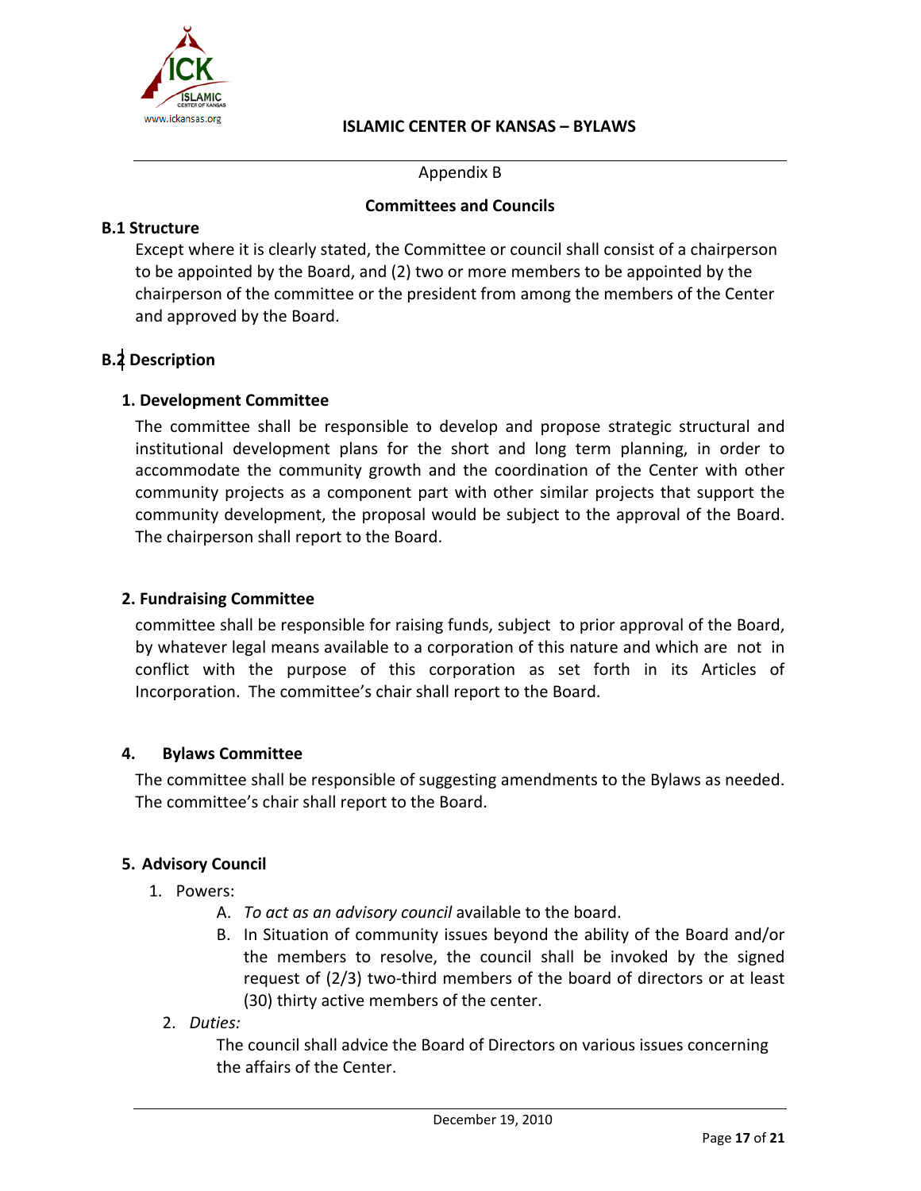Appendix B

## Committees and Councils

### B.1 Structure

Except where it is clearly stated, the Committee or council shall consist of a chairperson to be appointed by the Board, and (2) two or more members to be appointed by the chairperson of the committee or the president from among the members of the Center and approved by the Board.

### B.2 Description

#### 1. Development Committee

The committee shall be responsible to develop and propose strategic structural and institutional development plans for the short and long term planning, in order to accommodate the community growth and the coordination of the Center with other community projects as a component part with other similar projects that support the community development, the proposal would be subject to the approval of the Board. The chairperson shall report to the Board.

#### 2. Fundraising Committee

committee shall be responsible for raising funds, subject to prior approval of the Board, by whatever legal means available to a corporation of this nature and which are not in conflict with the purpose of this corporation as set forth in its Articles of Incorporation. The committee's chair shall report to the Board.

#### 4. Bylaws Committee

The committee shall be responsible of suggesting amendments to the Bylaws as needed. The committee's chair shall report to the Board.

#### 5. Advisory Council

1. Powers:
   - A. *To act as an advisory council* available to the board.
   - B. In Situation of community issues beyond the ability of the Board and/or the members to resolve, the council shall be invoked by the signed request of (2/3) two-third members of the board of directors or at least (30) thirty active members of the center.
2. *Duties:*

   The council shall advice the Board of Directors on various issues concerning the affairs of the Center.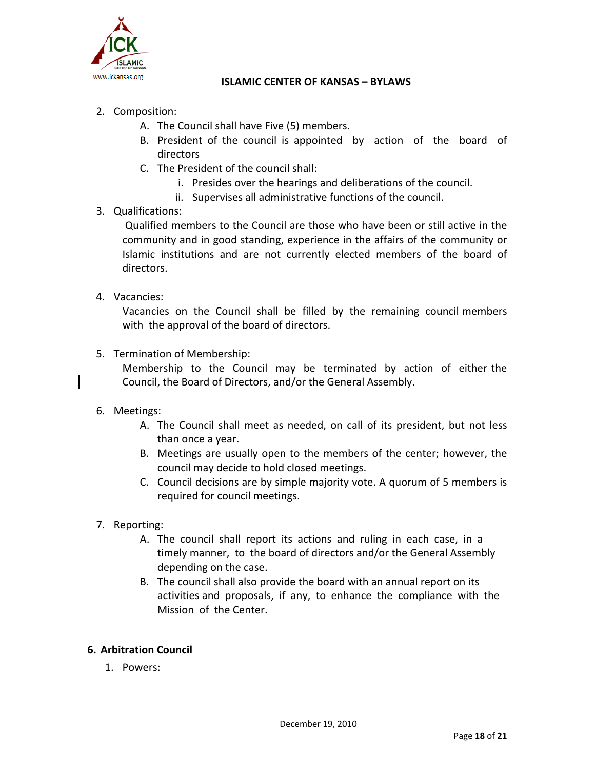2. Composition:
   A. The Council shall have Five (5) members.
   B. President of the council is appointed by action of the board of directors
   C. The President of the council shall:
      i. Presides over the hearings and deliberations of the council.
      ii. Supervises all administrative functions of the council.

3. Qualifications:

   Qualified members to the Council are those who have been or still active in the community and in good standing, experience in the affairs of the community or Islamic institutions and are not currently elected members of the board of directors.

4. Vacancies:

   Vacancies on the Council shall be filled by the remaining council members with the approval of the board of directors.

5. Termination of Membership:

   Membership to the Council may be terminated by action of either the Council, the Board of Directors, and/or the General Assembly.

6. Meetings:
   A. The Council shall meet as needed, on call of its president, but not less than once a year.
   B. Meetings are usually open to the members of the center; however, the council may decide to hold closed meetings.
   C. Council decisions are by simple majority vote. A quorum of 5 members is required for council meetings.

7. Reporting:
   A. The council shall report its actions and ruling in each case, in a timely manner, to the board of directors and/or the General Assembly depending on the case.
   B. The council shall also provide the board with an annual report on its activities and proposals, if any, to enhance the compliance with the Mission of the Center.

**6. Arbitration Council**

1. Powers: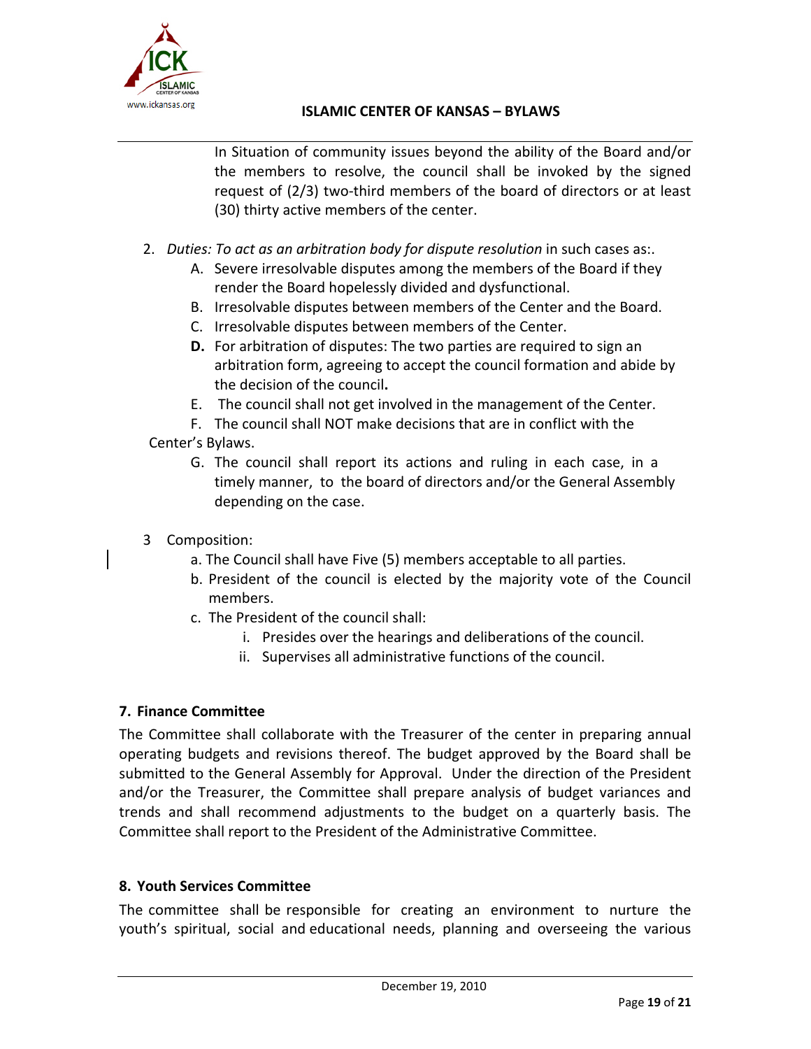In Situation of community issues beyond the ability of the Board and/or the members to resolve, the council shall be invoked by the signed request of (2/3) two-third members of the board of directors or at least (30) thirty active members of the center.

2. *Duties: To act as an arbitration body for dispute resolution* in such cases as:.
   A. Severe irresolvable disputes among the members of the Board if they render the Board hopelessly divided and dysfunctional.
   B. Irresolvable disputes between members of the Center and the Board.
   C. Irresolvable disputes between members of the Center.
   **D.** For arbitration of disputes: The two parties are required to sign an arbitration form, agreeing to accept the council formation and abide by the decision of the council**.**
   E. The council shall not get involved in the management of the Center.
   F. The council shall NOT make decisions that are in conflict with the Center's Bylaws.
   G. The council shall report its actions and ruling in each case, in a timely manner, to the board of directors and/or the General Assembly depending on the case.

3 Composition:
   a. The Council shall have Five (5) members acceptable to all parties.
   b. President of the council is elected by the majority vote of the Council members.
   c. The President of the council shall:
      i. Presides over the hearings and deliberations of the council.
      ii. Supervises all administrative functions of the council.

### 7. Finance Committee

The Committee shall collaborate with the Treasurer of the center in preparing annual operating budgets and revisions thereof. The budget approved by the Board shall be submitted to the General Assembly for Approval. Under the direction of the President and/or the Treasurer, the Committee shall prepare analysis of budget variances and trends and shall recommend adjustments to the budget on a quarterly basis. The Committee shall report to the President of the Administrative Committee.

### 8. Youth Services Committee

The committee shall be responsible for creating an environment to nurture the youth's spiritual, social and educational needs, planning and overseeing the various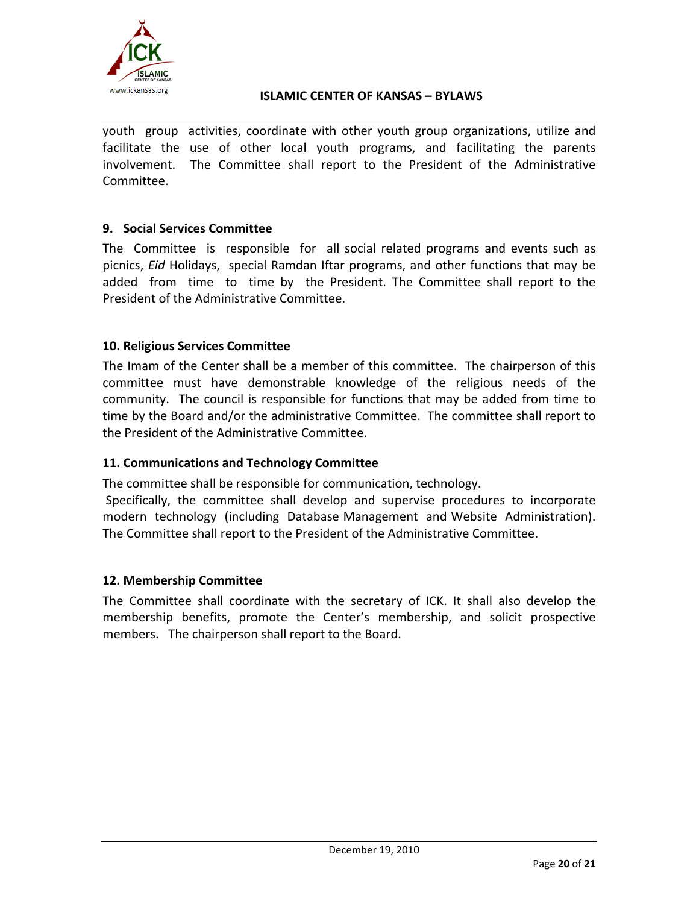youth group activities, coordinate with other youth group organizations, utilize and facilitate the use of other local youth programs, and facilitating the parents involvement. The Committee shall report to the President of the Administrative Committee.

**9. Social Services Committee**

The Committee is responsible for all social related programs and events such as picnics, *Eid* Holidays, special Ramdan Iftar programs, and other functions that may be added from time to time by the President. The Committee shall report to the President of the Administrative Committee.

**10. Religious Services Committee**

The Imam of the Center shall be a member of this committee. The chairperson of this committee must have demonstrable knowledge of the religious needs of the community. The council is responsible for functions that may be added from time to time by the Board and/or the administrative Committee. The committee shall report to the President of the Administrative Committee.

**11. Communications and Technology Committee**

The committee shall be responsible for communication, technology.

Specifically, the committee shall develop and supervise procedures to incorporate modern technology (including Database Management and Website Administration). The Committee shall report to the President of the Administrative Committee.

**12. Membership Committee**

The Committee shall coordinate with the secretary of ICK. It shall also develop the membership benefits, promote the Center's membership, and solicit prospective members. The chairperson shall report to the Board.